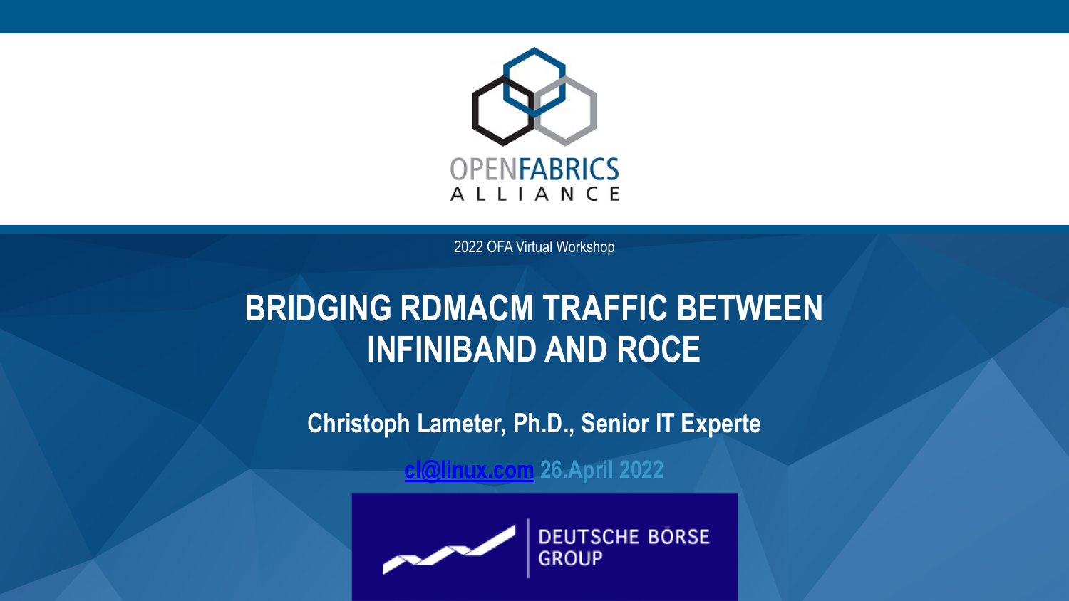OPENFABRICS ALLIANCE

2022 OFA Virtual Workshop

# BRIDGING RDMACM TRAFFIC BETWEEN INFINIBAND AND ROCE

**Christoph Lameter, Ph.D., Senior IT Experte**

**cl@linux.com 26.April 2022**

DEUTSCHE BÖRSE GROUP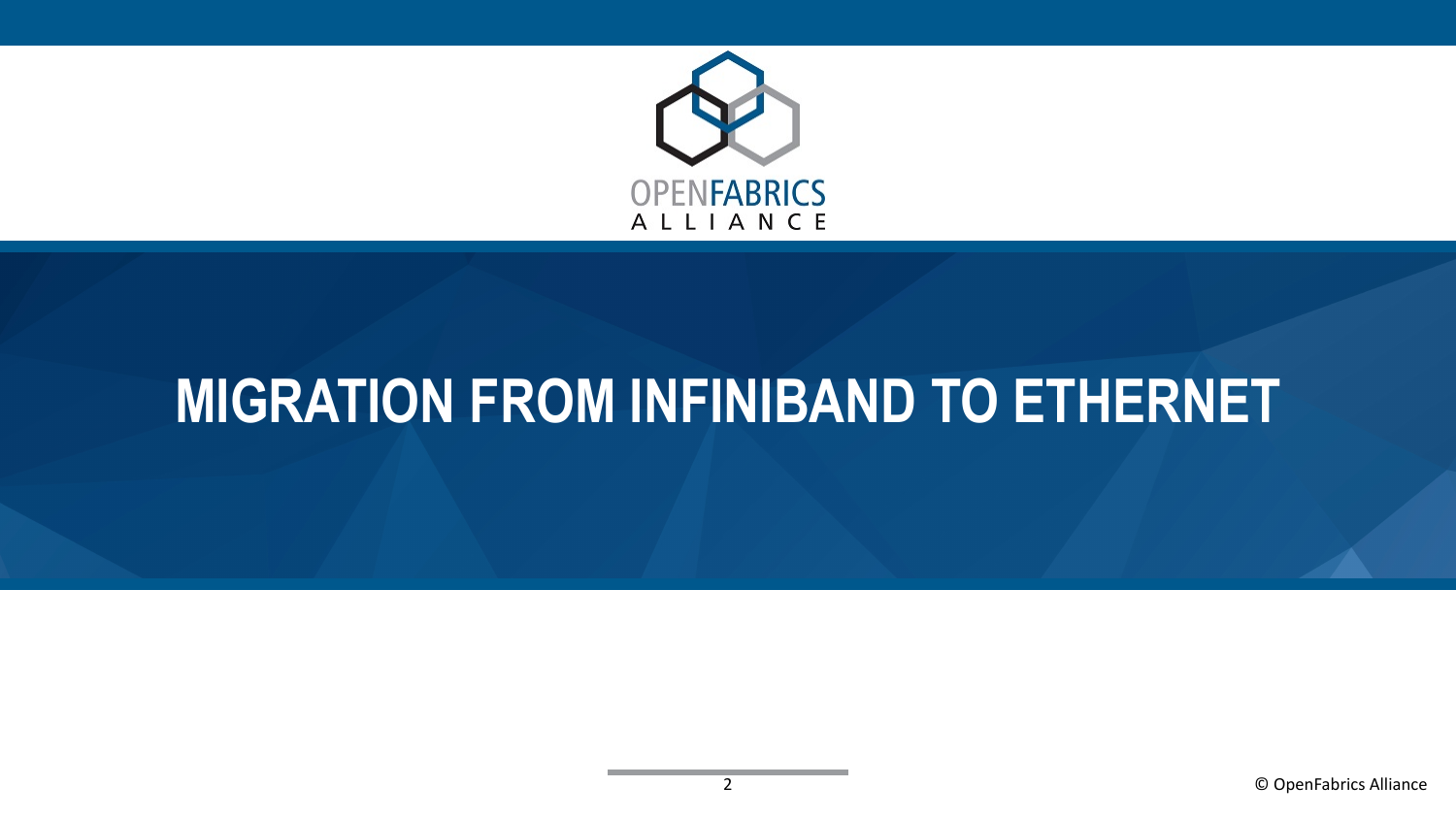# MIGRATION FROM INFINIBAND TO ETHERNET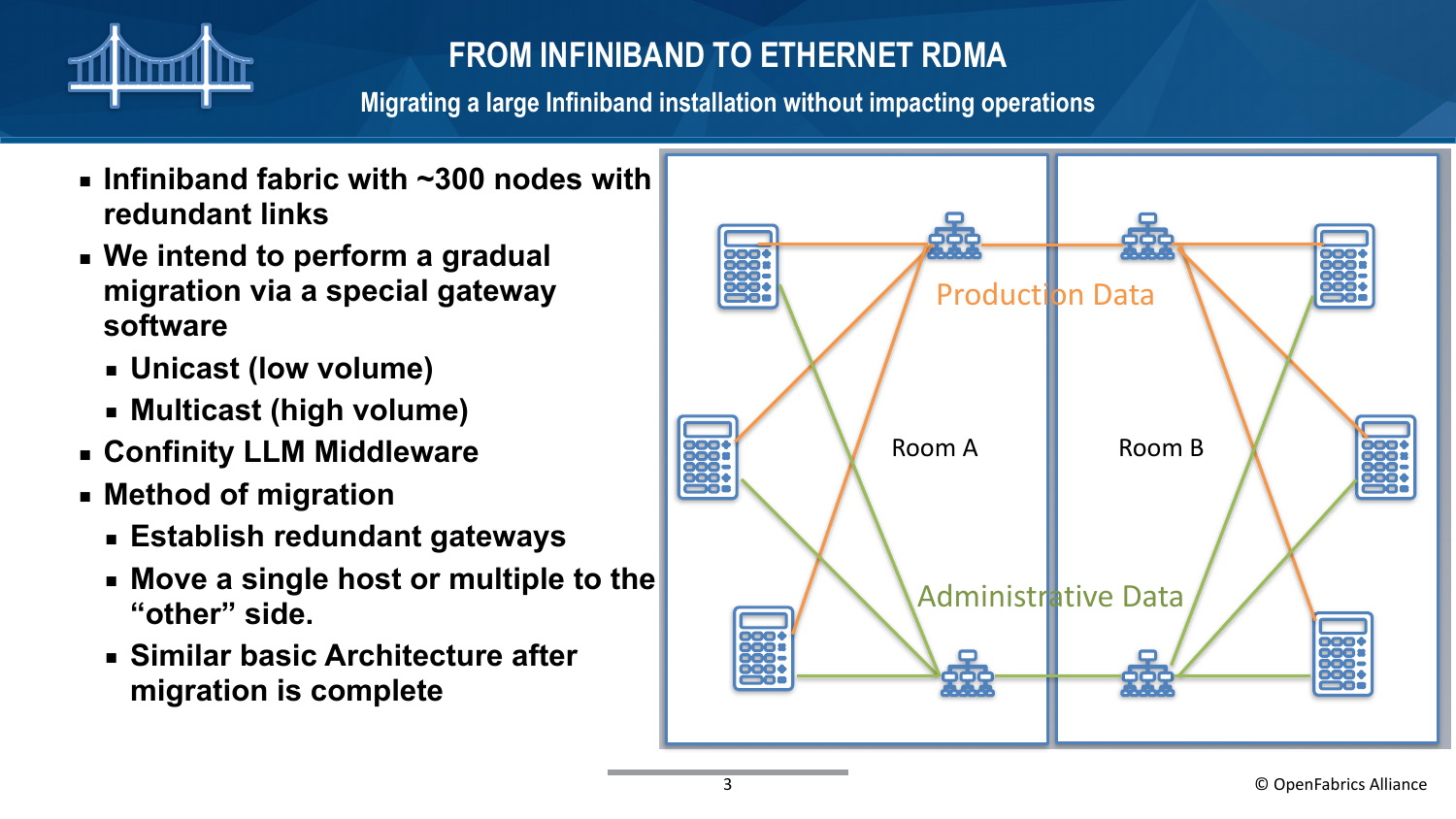# FROM INFINIBAND TO ETHERNET RDMA

## Migrating a large Infiniband installation without impacting operations

- **Infiniband fabric with ~300 nodes with redundant links**
- **We intend to perform a gradual migration via a special gateway software**
  - **Unicast (low volume)**
  - **Multicast (high volume)**
- **Confinity LLM Middleware**
- **Method of migration**
  - **Establish redundant gateways**
  - **Move a single host or multiple to the "other" side.**
  - **Similar basic Architecture after migration is complete**

Production Data

Room A

Room B

Administrative Data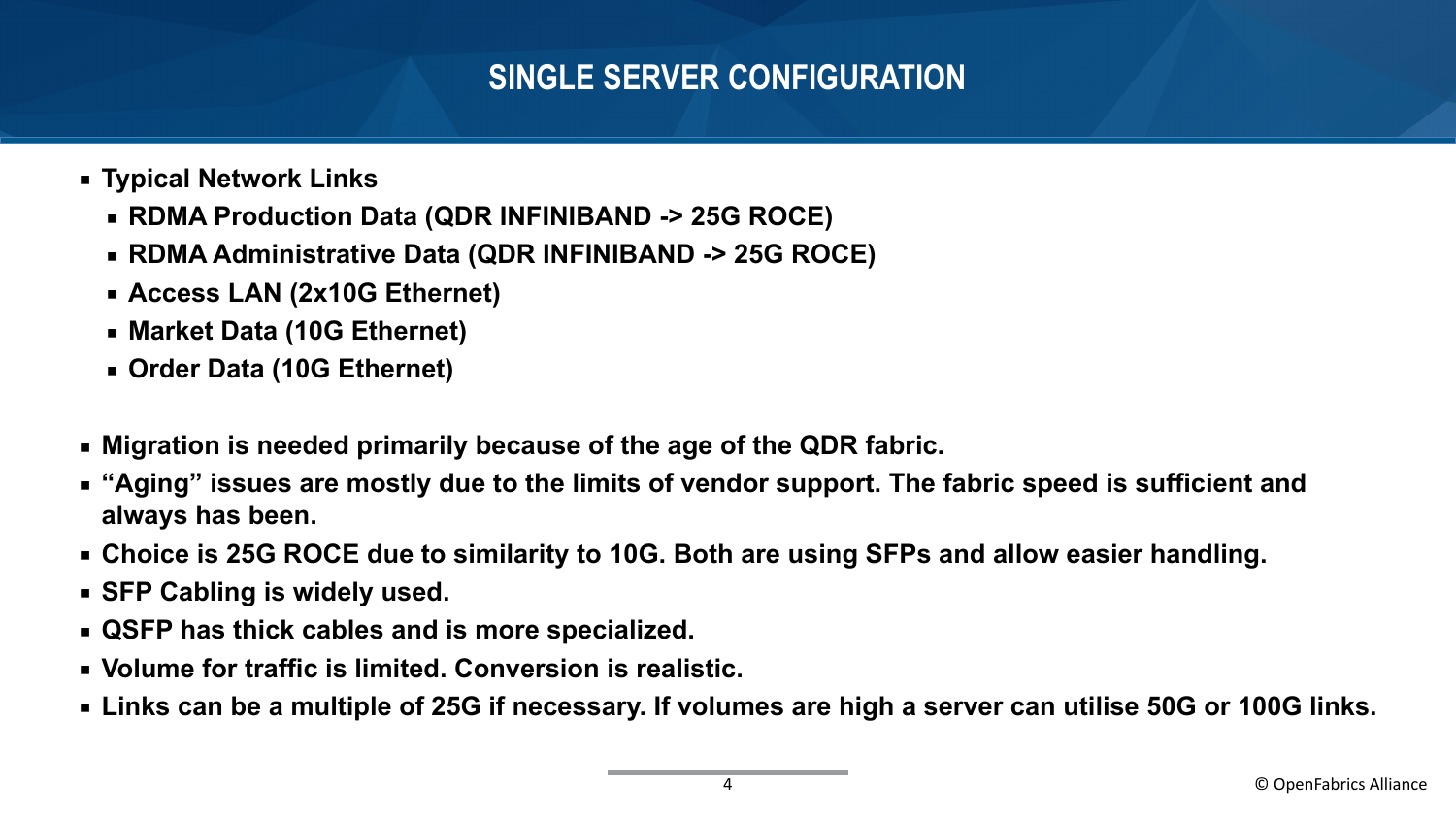# SINGLE SERVER CONFIGURATION

- **Typical Network Links**
  - **RDMA Production Data (QDR INFINIBAND -> 25G ROCE)**
  - **RDMA Administrative Data (QDR INFINIBAND -> 25G ROCE)**
  - **Access LAN (2x10G Ethernet)**
  - **Market Data (10G Ethernet)**
  - **Order Data (10G Ethernet)**

- **Migration is needed primarily because of the age of the QDR fabric.**
- **“Aging” issues are mostly due to the limits of vendor support. The fabric speed is sufficient and always has been.**
- **Choice is 25G ROCE due to similarity to 10G. Both are using SFPs and allow easier handling.**
- **SFP Cabling is widely used.**
- **QSFP has thick cables and is more specialized.**
- **Volume for traffic is limited. Conversion is realistic.**
- **Links can be a multiple of 25G if necessary. If volumes are high a server can utilise 50G or 100G links.**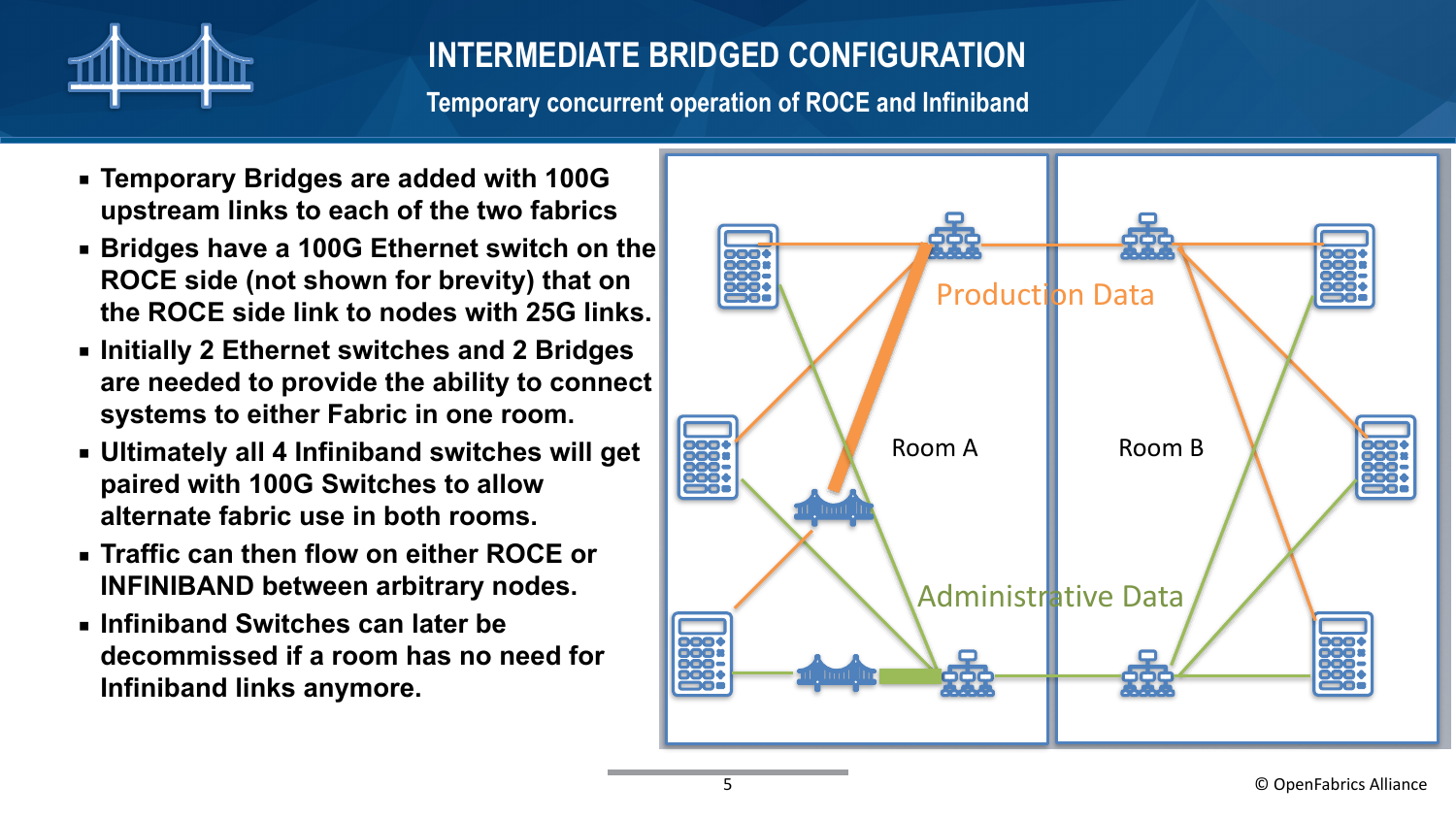# INTERMEDIATE BRIDGED CONFIGURATION

## Temporary concurrent operation of ROCE and Infiniband

- **Temporary Bridges are added with 100G upstream links to each of the two fabrics**
- **Bridges have a 100G Ethernet switch on the ROCE side (not shown for brevity) that on the ROCE side link to nodes with 25G links.**
- **Initially 2 Ethernet switches and 2 Bridges are needed to provide the ability to connect systems to either Fabric in one room.**
- **Ultimately all 4 Infiniband switches will get paired with 100G Switches to allow alternate fabric use in both rooms.**
- **Traffic can then flow on either ROCE or INFINIBAND between arbitrary nodes.**
- **Infiniband Switches can later be decommissed if a room has no need for Infiniband links anymore.**

Production Data

Room A

Room B

Administrative Data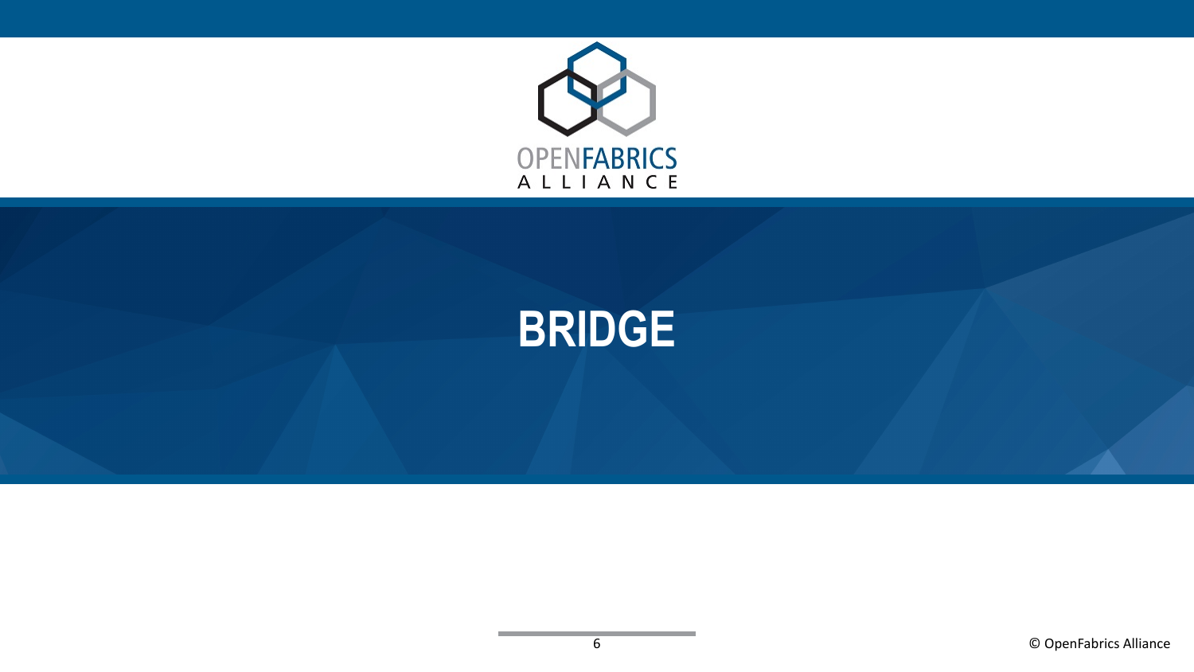# BRIDGE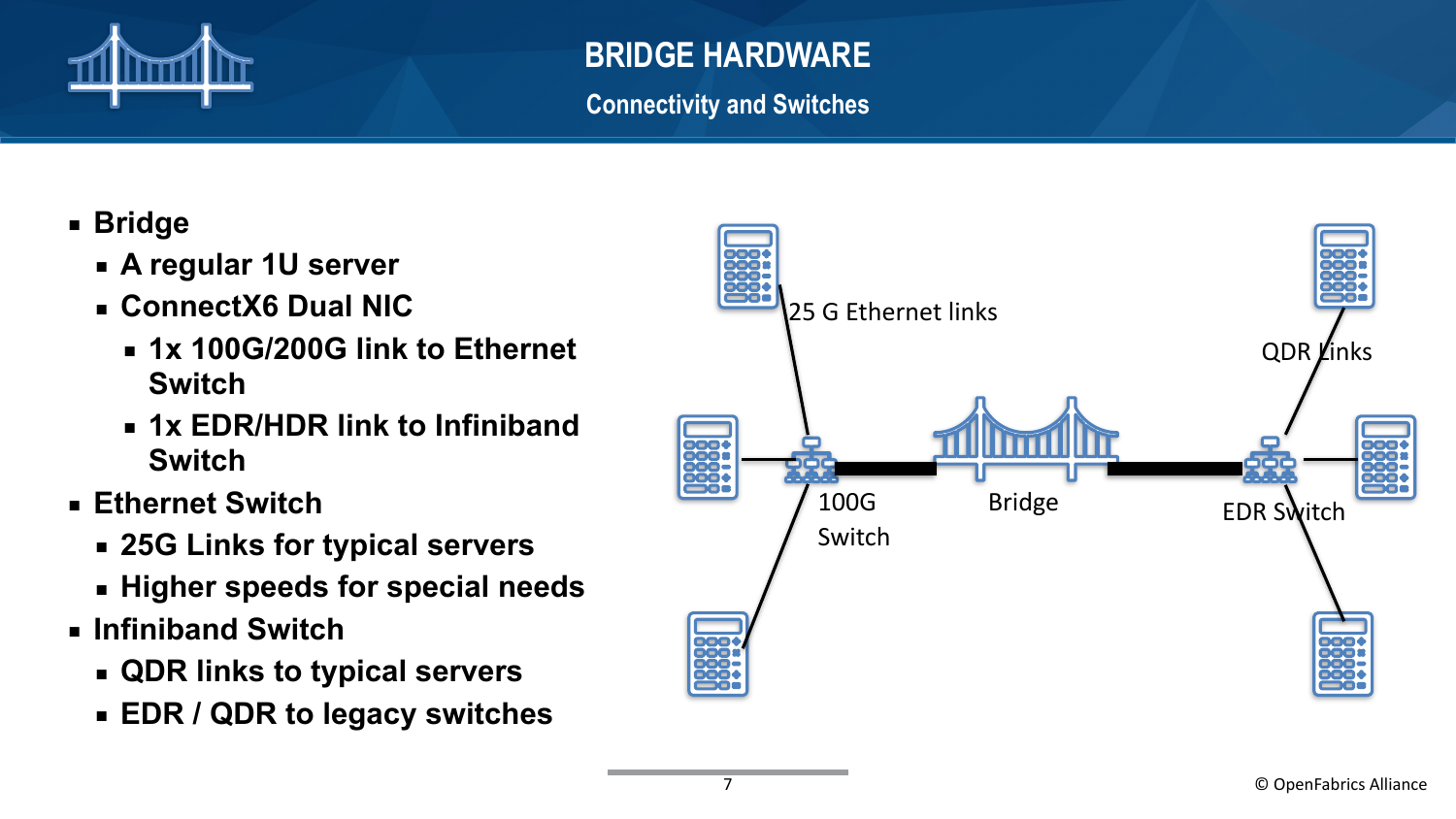# BRIDGE HARDWARE

## Connectivity and Switches

- Bridge
  - A regular 1U server
  - ConnectX6 Dual NIC
    - 1x 100G/200G link to Ethernet Switch
    - 1x EDR/HDR link to Infiniband Switch
- Ethernet Switch
  - 25G Links for typical servers
  - Higher speeds for special needs
- Infiniband Switch
  - QDR links to typical servers
  - EDR / QDR to legacy switches

25 G Ethernet links

QDR Links

100G Switch

Bridge

EDR Switch

© OpenFabrics Alliance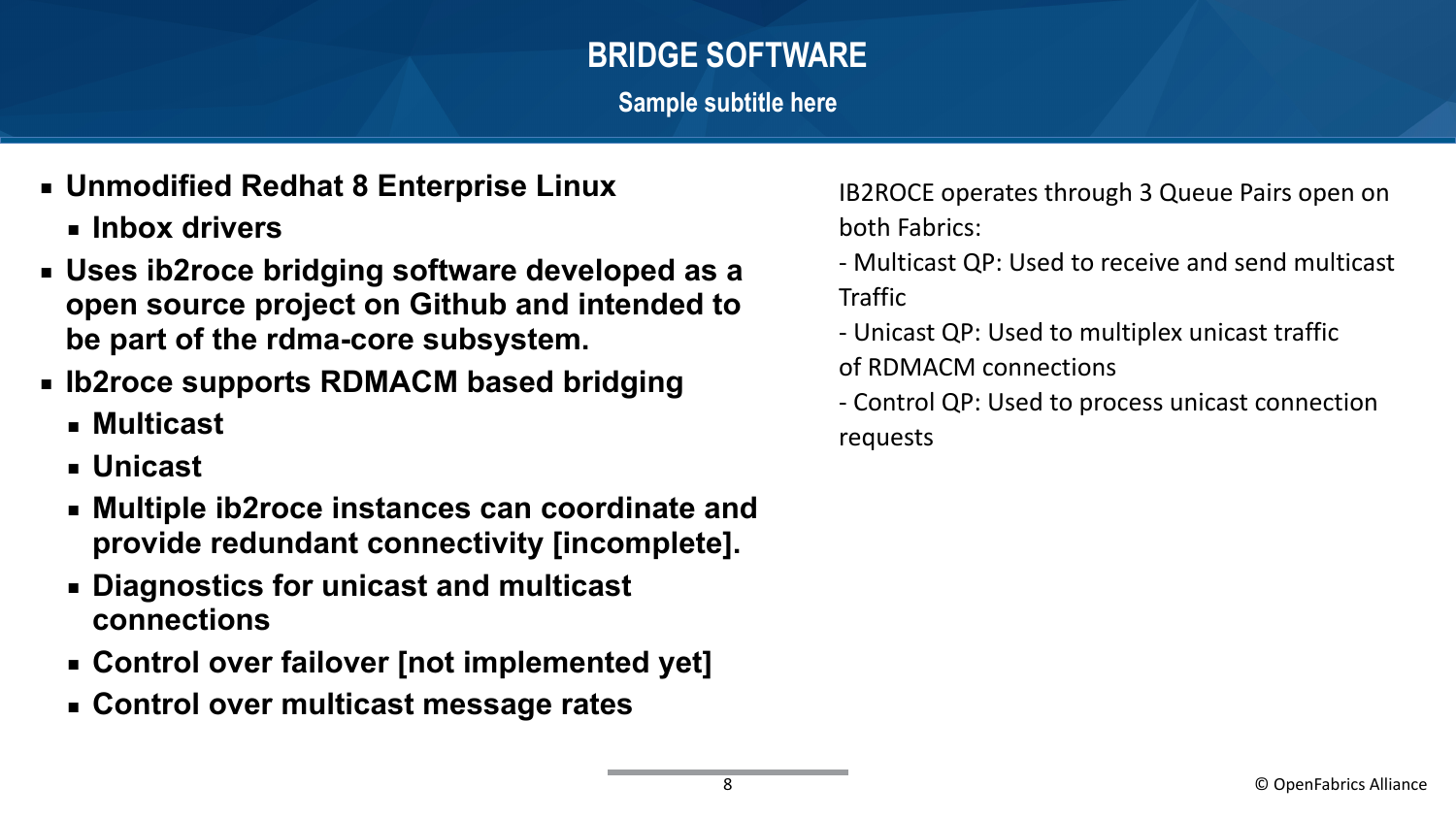# BRIDGE SOFTWARE

## Sample subtitle here

- **Unmodified Redhat 8 Enterprise Linux**
  - **Inbox drivers**
- **Uses ib2roce bridging software developed as a open source project on Github and intended to be part of the rdma-core subsystem.**
- **Ib2roce supports RDMACM based bridging**
  - **Multicast**
  - **Unicast**
  - **Multiple ib2roce instances can coordinate and provide redundant connectivity [incomplete].**
  - **Diagnostics for unicast and multicast connections**
  - **Control over failover [not implemented yet]**
  - **Control over multicast message rates**

IB2ROCE operates through 3 Queue Pairs open on both Fabrics:

- Multicast QP: Used to receive and send multicast Traffic

- Unicast QP: Used to multiplex unicast traffic of RDMACM connections

- Control QP: Used to process unicast connection requests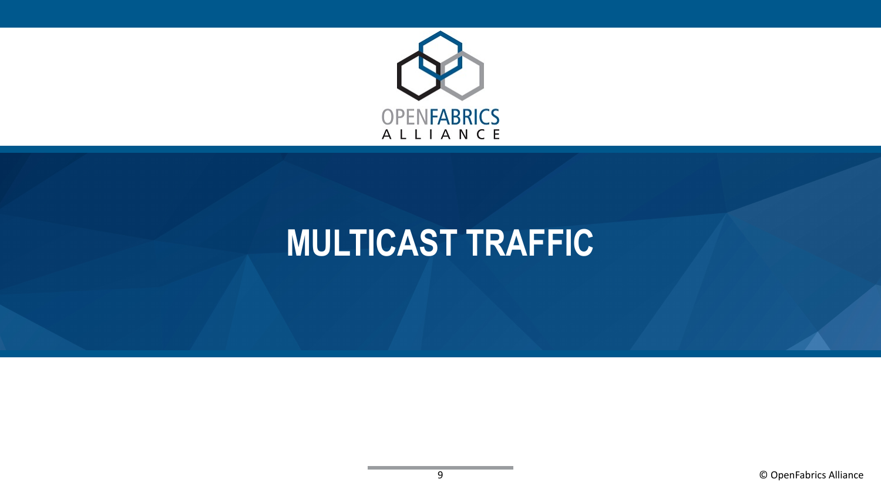# MULTICAST TRAFFIC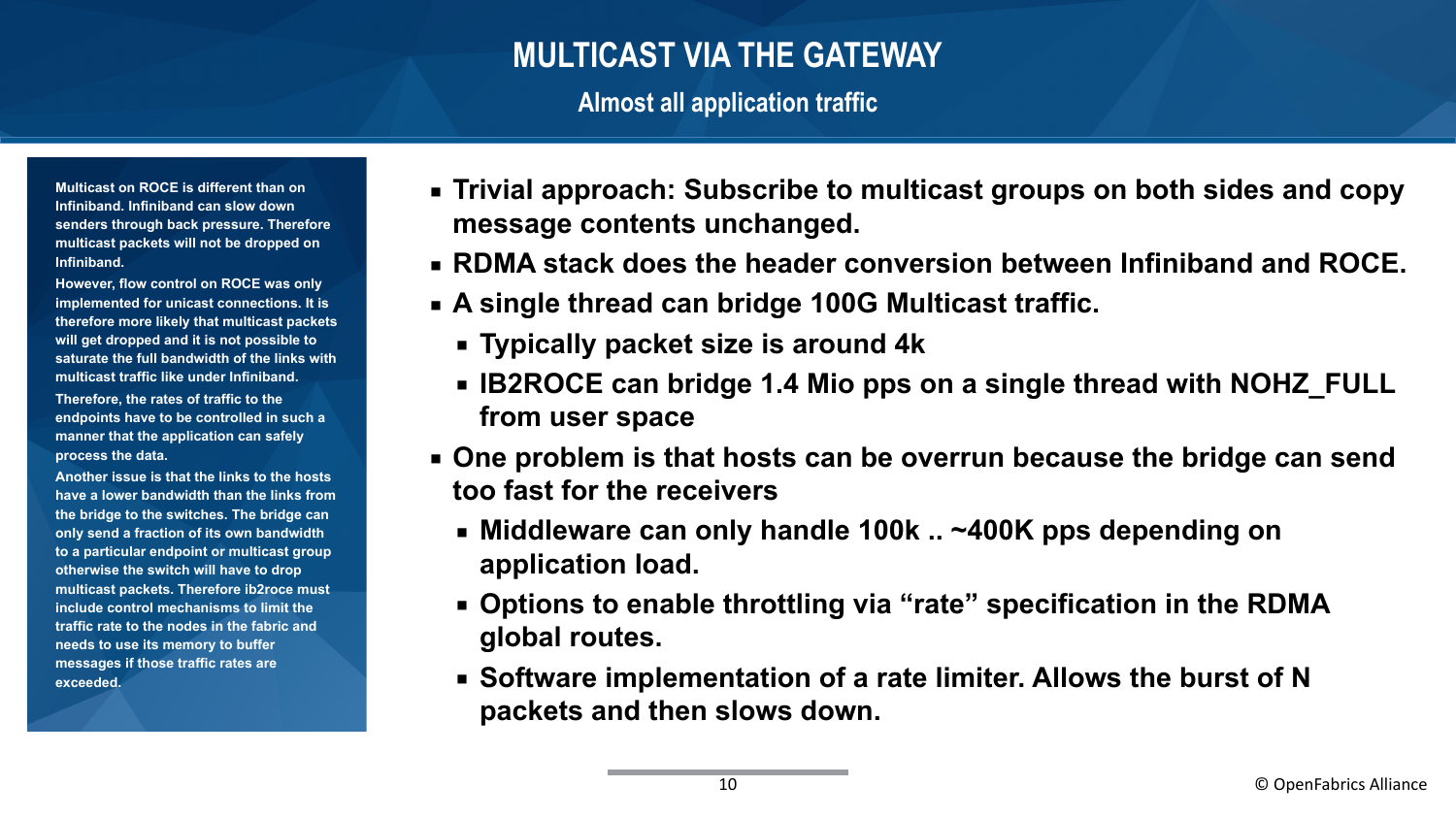# MULTICAST VIA THE GATEWAY

## Almost all application traffic

Multicast on ROCE is different than on Infiniband. Infiniband can slow down senders through back pressure. Therefore multicast packets will not be dropped on Infiniband.

However, flow control on ROCE was only implemented for unicast connections. It is therefore more likely that multicast packets will get dropped and it is not possible to saturate the full bandwidth of the links with multicast traffic like under Infiniband.

Therefore, the rates of traffic to the endpoints have to be controlled in such a manner that the application can safely process the data.

Another issue is that the links to the hosts have a lower bandwidth than the links from the bridge to the switches. The bridge can only send a fraction of its own bandwidth to a particular endpoint or multicast group otherwise the switch will have to drop multicast packets. Therefore ib2roce must include control mechanisms to limit the traffic rate to the nodes in the fabric and needs to use its memory to buffer messages if those traffic rates are exceeded.

- Trivial approach: Subscribe to multicast groups on both sides and copy message contents unchanged.
- RDMA stack does the header conversion between Infiniband and ROCE.
- A single thread can bridge 100G Multicast traffic.
  - Typically packet size is around 4k
  - IB2ROCE can bridge 1.4 Mio pps on a single thread with NOHZ_FULL from user space
- One problem is that hosts can be overrun because the bridge can send too fast for the receivers
  - Middleware can only handle 100k .. ~400K pps depending on application load.
  - Options to enable throttling via “rate” specification in the RDMA global routes.
  - Software implementation of a rate limiter. Allows the burst of N packets and then slows down.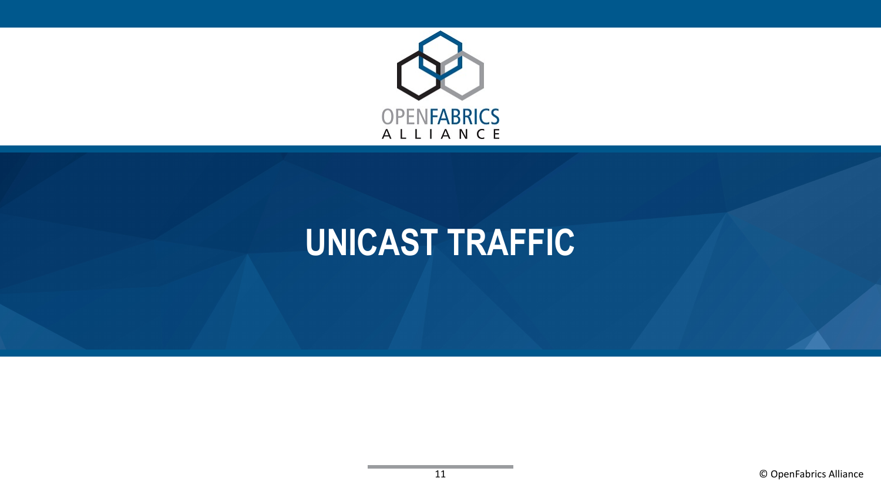# UNICAST TRAFFIC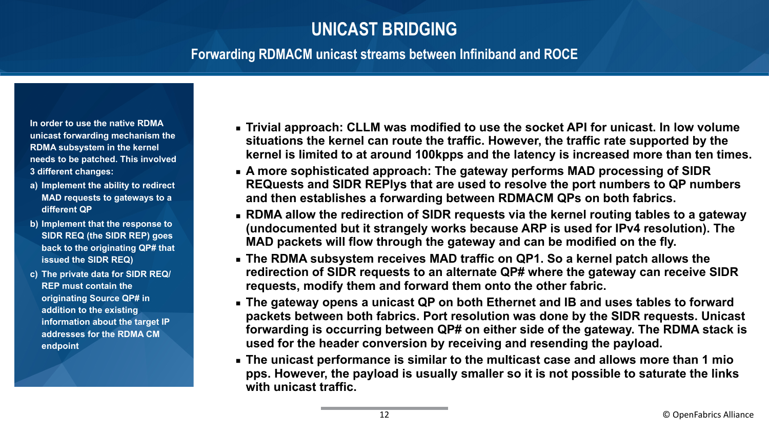# UNICAST BRIDGING

## Forwarding RDMACM unicast streams between Infiniband and ROCE

**In order to use the native RDMA unicast forwarding mechanism the RDMA subsystem in the kernel needs to be patched. This involved 3 different changes:**

a) **Implement the ability to redirect MAD requests to gateways to a different QP**
b) **Implement that the response to SIDR REQ (the SIDR REP) goes back to the originating QP# that issued the SIDR REQ)**
c) **The private data for SIDR REQ/REP must contain the originating Source QP# in addition to the existing information about the target IP addresses for the RDMA CM endpoint**

- **Trivial approach: CLLM was modified to use the socket API for unicast. In low volume situations the kernel can route the traffic. However, the traffic rate supported by the kernel is limited to at around 100kpps and the latency is increased more than ten times.**
- **A more sophisticated approach: The gateway performs MAD processing of SIDR REQuests and SIDR REPlys that are used to resolve the port numbers to QP numbers and then establishes a forwarding between RDMACM QPs on both fabrics.**
- **RDMA allow the redirection of SIDR requests via the kernel routing tables to a gateway (undocumented but it strangely works because ARP is used for IPv4 resolution). The MAD packets will flow through the gateway and can be modified on the fly.**
- **The RDMA subsystem receives MAD traffic on QP1. So a kernel patch allows the redirection of SIDR requests to an alternate QP# where the gateway can receive SIDR requests, modify them and forward them onto the other fabric.**
- **The gateway opens a unicast QP on both Ethernet and IB and uses tables to forward packets between both fabrics. Port resolution was done by the SIDR requests. Unicast forwarding is occurring between QP# on either side of the gateway. The RDMA stack is used for the header conversion by receiving and resending the payload.**
- **The unicast performance is similar to the multicast case and allows more than 1 mio pps. However, the payload is usually smaller so it is not possible to saturate the links with unicast traffic.**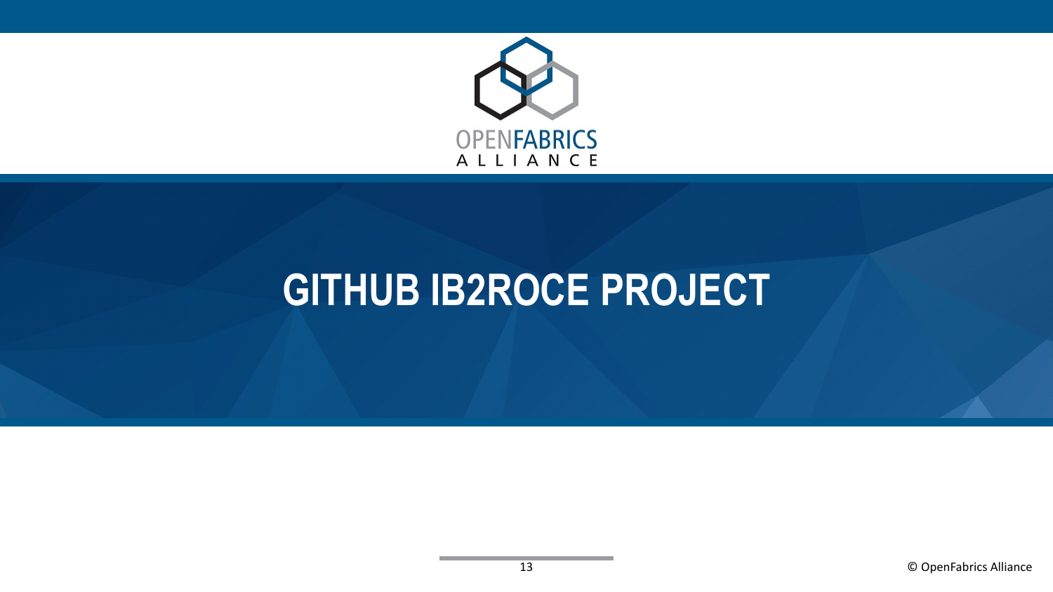# GITHUB IB2ROCE PROJECT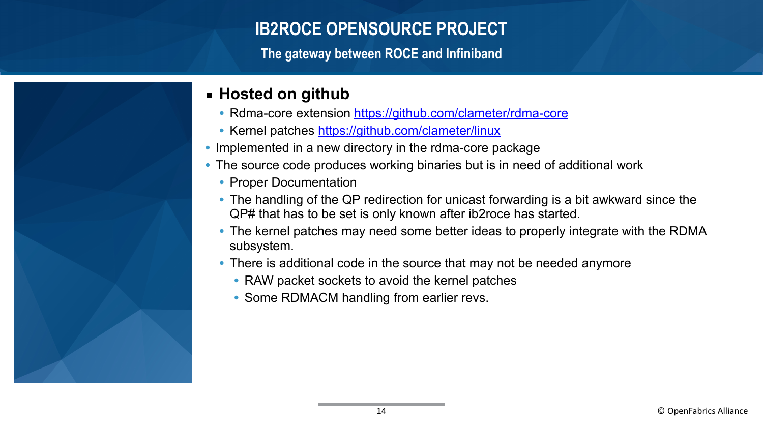# IB2ROCE OPENSOURCE PROJECT

## The gateway between ROCE and Infiniband

- **Hosted on github**
  - Rdma-core extension https://github.com/clameter/rdma-core
  - Kernel patches https://github.com/clameter/linux
- Implemented in a new directory in the rdma-core package
- The source code produces working binaries but is in need of additional work
  - Proper Documentation
  - The handling of the QP redirection for unicast forwarding is a bit awkward since the QP# that has to be set is only known after ib2roce has started.
  - The kernel patches may need some better ideas to properly integrate with the RDMA subsystem.
  - There is additional code in the source that may not be needed anymore
    - RAW packet sockets to avoid the kernel patches
    - Some RDMACM handling from earlier revs.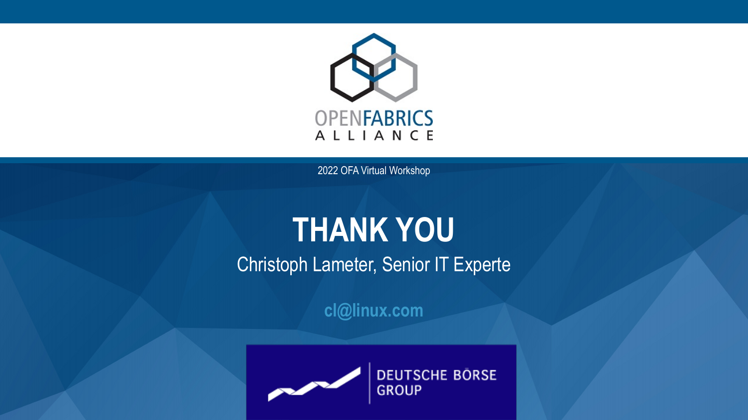2022 OFA Virtual Workshop

# THANK YOU

Christoph Lameter, Senior IT Experte

**cl@linux.com**